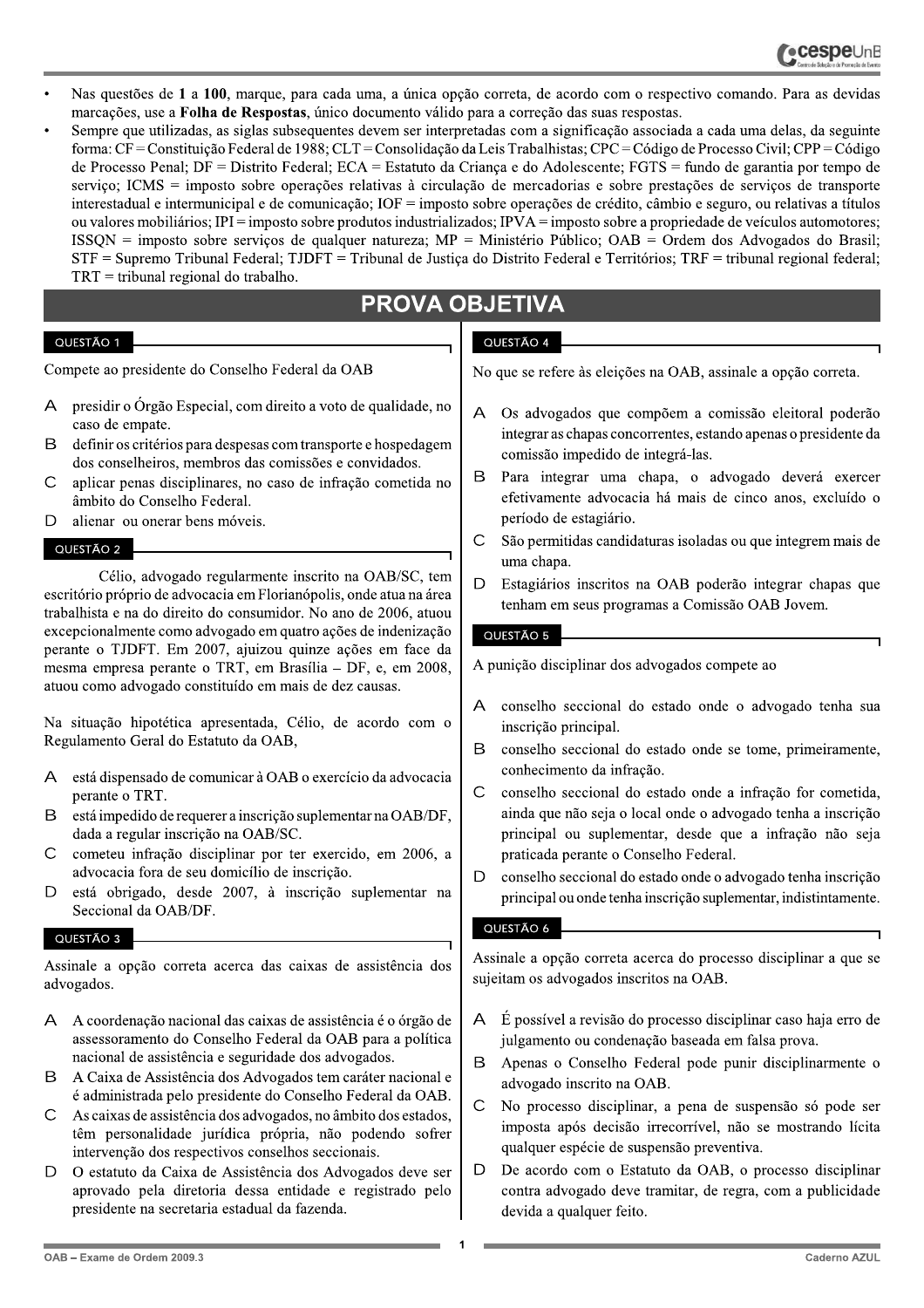- Nas questões de **1** a **100**, marque, para cada uma, a única opção correta, de acordo com o respectivo comando. Para as devidas marcações, use a **Folha de Respostas**, único documento válido para a correção das suas respostas.
- Sempre que utilizadas, as siglas subsequentes devem ser interpretadas com a significação associada a cada uma delas, da seguinte forma: CF = Constituição Federal de 1988; CLT = Consolidação da Leis Trabalhistas; CPC = Código de Processo Civil; CPP = Código de Processo Penal; DF = Distrito Federal; ECA = Estatuto da Criança e do Adolescente; FGTS = fundo de garantia por tempo de serviço; ICMS = imposto sobre operações relativas à circulação de mercadorias e sobre prestações de serviços de transporte interestadual e intermunicipal e de comunicação; IOF = imposto sobre operações de crédito, câmbio e seguro, ou relativas a títulos ou valores mobiliários; IPI = imposto sobre produtos industrializados; IPVA = imposto sobre a propriedade de veículos automotores; ISSQN = imposto sobre serviços de qualquer natureza; MP = Ministério Público; OAB = Ordem dos Advogados do Brasil; STF = Supremo Tribunal Federal; TJDFT = Tribunal de Justiça do Distrito Federal e Territórios; TRF = tribunal regional federal; TRT = tribunal regional do trabalho.

# PROVA OBJETIVA

## QUESTÃO 1

Compete ao presidente do Conselho Federal da OAB

A presidir o Órgão Especial, com direito a voto de qualidade, no caso de empate.

B definir os critérios para despesas com transporte e hospedagem dos conselheiros, membros das comissões e convidados.

C aplicar penas disciplinares, no caso de infração cometida no âmbito do Conselho Federal.

D alienar ou onerar bens móveis.

## QUESTÃO 2

Célio, advogado regularmente inscrito na OAB/SC, tem escritório próprio de advocacia em Florianópolis, onde atua na área trabalhista e na do direito do consumidor. No ano de 2006, atuou excepcionalmente como advogado em quatro ações de indenização perante o TJDFT. Em 2007, ajuizou quinze ações em face da mesma empresa perante o TRT, em Brasília – DF, e, em 2008, atuou como advogado constituído em mais de dez causas.

Na situação hipotética apresentada, Célio, de acordo com o Regulamento Geral do Estatuto da OAB,

A está dispensado de comunicar à OAB o exercício da advocacia perante o TRT.

B está impedido de requerer a inscrição suplementar na OAB/DF, dada a regular inscrição na OAB/SC.

C cometeu infração disciplinar por ter exercido, em 2006, a advocacia fora de seu domicílio de inscrição.

D está obrigado, desde 2007, à inscrição suplementar na Seccional da OAB/DF.

## QUESTÃO 3

Assinale a opção correta acerca das caixas de assistência dos advogados.

A A coordenação nacional das caixas de assistência é o órgão de assessoramento do Conselho Federal da OAB para a política nacional de assistência e seguridade dos advogados.

B A Caixa de Assistência dos Advogados tem caráter nacional e é administrada pelo presidente do Conselho Federal da OAB.

C As caixas de assistência dos advogados, no âmbito dos estados, têm personalidade jurídica própria, não podendo sofrer intervenção dos respectivos conselhos seccionais.

D O estatuto da Caixa de Assistência dos Advogados deve ser aprovado pela diretoria dessa entidade e registrado pelo presidente na secretaria estadual da fazenda.

## QUESTÃO 4

No que se refere às eleições na OAB, assinale a opção correta.

A Os advogados que compõem a comissão eleitoral poderão integrar as chapas concorrentes, estando apenas o presidente da comissão impedido de integrá-las.

B Para integrar uma chapa, o advogado deverá exercer efetivamente advocacia há mais de cinco anos, excluído o período de estagiário.

C São permitidas candidaturas isoladas ou que integrem mais de uma chapa.

D Estagiários inscritos na OAB poderão integrar chapas que tenham em seus programas a Comissão OAB Jovem.

## QUESTÃO 5

A punição disciplinar dos advogados compete ao

A conselho seccional do estado onde o advogado tenha sua inscrição principal.

B conselho seccional do estado onde se tome, primeiramente, conhecimento da infração.

C conselho seccional do estado onde a infração for cometida, ainda que não seja o local onde o advogado tenha a inscrição principal ou suplementar, desde que a infração não seja praticada perante o Conselho Federal.

D conselho seccional do estado onde o advogado tenha inscrição principal ou onde tenha inscrição suplementar, indistintamente.

## QUESTÃO 6

Assinale a opção correta acerca do processo disciplinar a que se sujeitam os advogados inscritos na OAB.

A É possível a revisão do processo disciplinar caso haja erro de julgamento ou condenação baseada em falsa prova.

B Apenas o Conselho Federal pode punir disciplinarmente o advogado inscrito na OAB.

C No processo disciplinar, a pena de suspensão só pode ser imposta após decisão irrecorrível, não se mostrando lícita qualquer espécie de suspensão preventiva.

D De acordo com o Estatuto da OAB, o processo disciplinar contra advogado deve tramitar, de regra, com a publicidade devida a qualquer feito.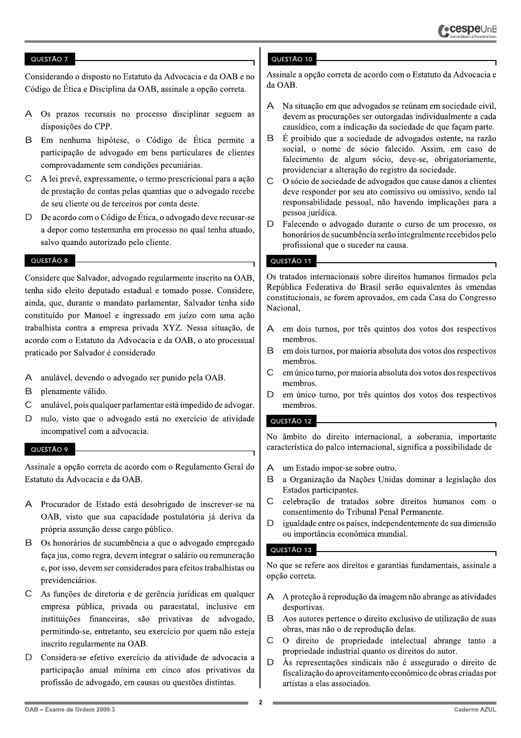### QUESTÃO 7

Considerando o disposto no Estatuto da Advocacia e da OAB e no Código de Ética e Disciplina da OAB, assinale a opção correta.

A Os prazos recursais no processo disciplinar seguem as disposições do CPP.

B Em nenhuma hipótese, o Código de Ética permite a participação de advogado em bens particulares de clientes comprovadamente sem condições pecuniárias.

C A lei prevê, expressamente, o termo prescricional para a ação de prestação de contas pelas quantias que o advogado recebe de seu cliente ou de terceiros por conta deste.

D De acordo com o Código de Ética, o advogado deve recusar-se a depor como testemunha em processo no qual tenha atuado, salvo quando autorizado pelo cliente.

### QUESTÃO 8

Considere que Salvador, advogado regularmente inscrito na OAB, tenha sido eleito deputado estadual e tomado posse. Considere, ainda, que, durante o mandato parlamentar, Salvador tenha sido constituído por Manoel e ingressado em juízo com uma ação trabalhista contra a empresa privada XYZ. Nessa situação, de acordo com o Estatuto da Advocacia e da OAB, o ato processual praticado por Salvador é considerado

A anulável, devendo o advogado ser punido pela OAB.

B plenamente válido.

C anulável, pois qualquer parlamentar está impedido de advogar.

D nulo, visto que o advogado está no exercício de atividade incompatível com a advocacia.

### QUESTÃO 9

Assinale a opção correta de acordo com o Regulamento Geral do Estatuto da Advocacia e da OAB.

A Procurador de Estado está desobrigado de inscrever-se na OAB, visto que sua capacidade postulatória já deriva da própria assunção desse cargo público.

B Os honorários de sucumbência a que o advogado empregado faça jus, como regra, devem integrar o salário ou remuneração e, por isso, devem ser considerados para efeitos trabalhistas ou previdenciários.

C As funções de diretoria e de gerência jurídicas em qualquer empresa pública, privada ou paraestatal, inclusive em instituições financeiras, são privativas de advogado, permitindo-se, entretanto, seu exercício por quem não esteja inscrito regularmente na OAB.

D Considera-se efetivo exercício da atividade de advocacia a participação anual mínima em cinco atos privativos da profissão de advogado, em causas ou questões distintas.

### QUESTÃO 10

Assinale a opção correta de acordo com o Estatuto da Advocacia e da OAB.

A Na situação em que advogados se reúnam em sociedade civil, devem as procurações ser outorgadas individualmente a cada causídico, com a indicação da sociedade de que façam parte.

B É proibido que a sociedade de advogados ostente, na razão social, o nome de sócio falecido. Assim, em caso de falecimento de algum sócio, deve-se, obrigatoriamente, providenciar a alteração do registro da sociedade.

C O sócio de sociedade de advogados que cause danos a clientes deve responder por seu ato comissivo ou omissivo, sendo tal responsabilidade pessoal, não havendo implicações para a pessoa jurídica.

D Falecendo o advogado durante o curso de um processo, os honorários de sucumbência serão integralmente recebidos pelo profissional que o suceder na causa.

### QUESTÃO 11

Os tratados internacionais sobre direitos humanos firmados pela República Federativa do Brasil serão equivalentes às emendas constitucionais, se forem aprovados, em cada Casa do Congresso Nacional,

A em dois turnos, por três quintos dos votos dos respectivos membros.

B em dois turnos, por maioria absoluta dos votos dos respectivos membros.

C em único turno, por maioria absoluta dos votos dos respectivos membros.

D em único turno, por três quintos dos votos dos respectivos membros.

### QUESTÃO 12

No âmbito do direito internacional, a soberania, importante característica do palco internacional, significa a possibilidade de

A um Estado impor-se sobre outro.

B a Organização da Nações Unidas dominar a legislação dos Estados participantes.

C celebração de tratados sobre direitos humanos com o consentimento do Tribunal Penal Permanente.

D igualdade entre os países, independentemente de sua dimensão ou importância econômica mundial.

### QUESTÃO 13

No que se refere aos direitos e garantias fundamentais, assinale a opção correta.

A A proteção à reprodução da imagem não abrange as atividades desportivas.

B Aos autores pertence o direito exclusivo de utilização de suas obras, mas não o de reprodução delas.

C O direito de propriedade intelectual abrange tanto a propriedade industrial quanto os direitos do autor.

D Às representações sindicais não é assegurado o direito de fiscalização do aproveitamento econômico de obras criadas por artistas a elas associados.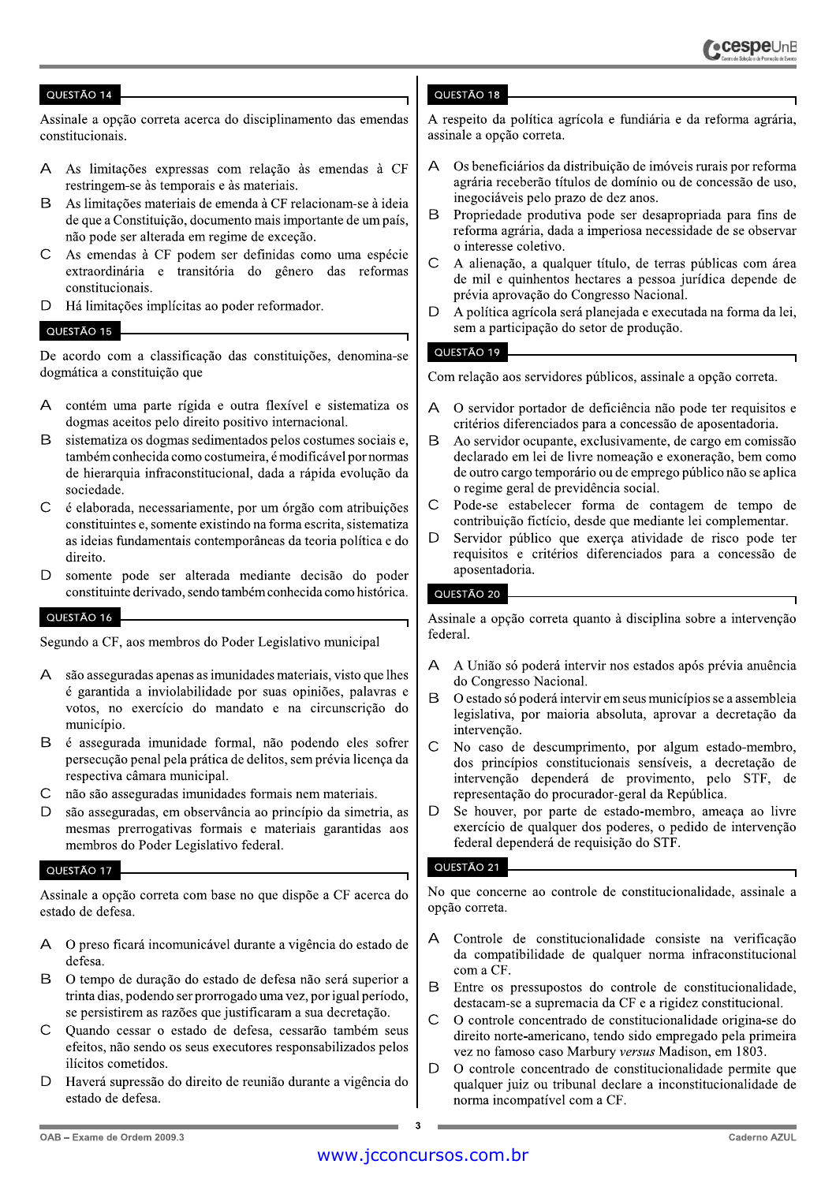## QUESTÃO 14

Assinale a opção correta acerca do disciplinamento das emendas constitucionais.

A As limitações expressas com relação às emendas à CF restringem-se às temporais e às materiais.

B As limitações materiais de emenda à CF relacionam-se à ideia de que a Constituição, documento mais importante de um país, não pode ser alterada em regime de exceção.

C As emendas à CF podem ser definidas como uma espécie extraordinária e transitória do gênero das reformas constitucionais.

D Há limitações implícitas ao poder reformador.

## QUESTÃO 15

De acordo com a classificação das constituições, denomina-se dogmática a constituição que

A contém uma parte rígida e outra flexível e sistematiza os dogmas aceitos pelo direito positivo internacional.

B sistematiza os dogmas sedimentados pelos costumes sociais e, também conhecida como costumeira, é modificável por normas de hierarquia infraconstitucional, dada a rápida evolução da sociedade.

C é elaborada, necessariamente, por um órgão com atribuições constituintes e, somente existindo na forma escrita, sistematiza as ideias fundamentais contemporâneas da teoria política e do direito.

D somente pode ser alterada mediante decisão do poder constituinte derivado, sendo também conhecida como histórica.

## QUESTÃO 16

Segundo a CF, aos membros do Poder Legislativo municipal

A são asseguradas apenas as imunidades materiais, visto que lhes é garantida a inviolabilidade por suas opiniões, palavras e votos, no exercício do mandato e na circunscrição do município.

B é assegurada imunidade formal, não podendo eles sofrer persecução penal pela prática de delitos, sem prévia licença da respectiva câmara municipal.

C não são asseguradas imunidades formais nem materiais.

D são asseguradas, em observância ao princípio da simetria, as mesmas prerrogativas formais e materiais garantidas aos membros do Poder Legislativo federal.

## QUESTÃO 17

Assinale a opção correta com base no que dispõe a CF acerca do estado de defesa.

A O preso ficará incomunicável durante a vigência do estado de defesa.

B O tempo de duração do estado de defesa não será superior a trinta dias, podendo ser prorrogado uma vez, por igual período, se persistirem as razões que justificaram a sua decretação.

C Quando cessar o estado de defesa, cessarão também seus efeitos, não sendo os seus executores responsabilizados pelos ilícitos cometidos.

D Haverá supressão do direito de reunião durante a vigência do estado de defesa.

## QUESTÃO 18

A respeito da política agrícola e fundiária e da reforma agrária, assinale a opção correta.

A Os beneficiários da distribuição de imóveis rurais por reforma agrária receberão títulos de domínio ou de concessão de uso, inegociáveis pelo prazo de dez anos.

B Propriedade produtiva pode ser desapropriada para fins de reforma agrária, dada a imperiosa necessidade de se observar o interesse coletivo.

C A alienação, a qualquer título, de terras públicas com área de mil e quinhentos hectares a pessoa jurídica depende de prévia aprovação do Congresso Nacional.

D A política agrícola será planejada e executada na forma da lei, sem a participação do setor de produção.

## QUESTÃO 19

Com relação aos servidores públicos, assinale a opção correta.

A O servidor portador de deficiência não pode ter requisitos e critérios diferenciados para a concessão de aposentadoria.

B Ao servidor ocupante, exclusivamente, de cargo em comissão declarado em lei de livre nomeação e exoneração, bem como de outro cargo temporário ou de emprego público não se aplica o regime geral de previdência social.

C Pode-se estabelecer forma de contagem de tempo de contribuição fictício, desde que mediante lei complementar.

D Servidor público que exerça atividade de risco pode ter requisitos e critérios diferenciados para a concessão de aposentadoria.

## QUESTÃO 20

Assinale a opção correta quanto à disciplina sobre a intervenção federal.

A A União só poderá intervir nos estados após prévia anuência do Congresso Nacional.

B O estado só poderá intervir em seus municípios se a assembleia legislativa, por maioria absoluta, aprovar a decretação da intervenção.

C No caso de descumprimento, por algum estado-membro, dos princípios constitucionais sensíveis, a decretação de intervenção dependerá de provimento, pelo STF, de representação do procurador-geral da República.

D Se houver, por parte de estado-membro, ameaça ao livre exercício de qualquer dos poderes, o pedido de intervenção federal dependerá de requisição do STF.

## QUESTÃO 21

No que concerne ao controle de constitucionalidade, assinale a opção correta.

A Controle de constitucionalidade consiste na verificação da compatibilidade de qualquer norma infraconstitucional com a CF.

B Entre os pressupostos do controle de constitucionalidade, destacam-se a supremacia da CF e a rigidez constitucional.

C O controle concentrado de constitucionalidade origina-se do direito norte-americano, tendo sido empregado pela primeira vez no famoso caso Marbury *versus* Madison, em 1803.

D O controle concentrado de constitucionalidade permite que qualquer juiz ou tribunal declare a inconstitucionalidade de norma incompatível com a CF.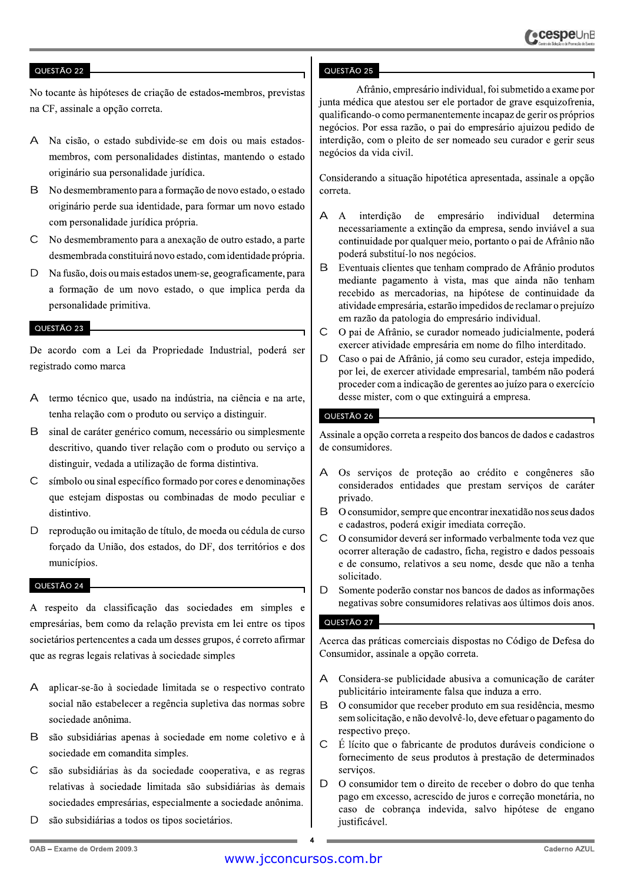## QUESTÃO 22

No tocante às hipóteses de criação de estados-membros, previstas na CF, assinale a opção correta.

A Na cisão, o estado subdivide-se em dois ou mais estados-membros, com personalidades distintas, mantendo o estado originário sua personalidade jurídica.

B No desmembramento para a formação de novo estado, o estado originário perde sua identidade, para formar um novo estado com personalidade jurídica própria.

C No desmembramento para a anexação de outro estado, a parte desmembrada constituirá novo estado, com identidade própria.

D Na fusão, dois ou mais estados unem-se, geograficamente, para a formação de um novo estado, o que implica perda da personalidade primitiva.

## QUESTÃO 23

De acordo com a Lei da Propriedade Industrial, poderá ser registrado como marca

A termo técnico que, usado na indústria, na ciência e na arte, tenha relação com o produto ou serviço a distinguir.

B sinal de caráter genérico comum, necessário ou simplesmente descritivo, quando tiver relação com o produto ou serviço a distinguir, vedada a utilização de forma distintiva.

C símbolo ou sinal específico formado por cores e denominações que estejam dispostas ou combinadas de modo peculiar e distintivo.

D reprodução ou imitação de título, de moeda ou cédula de curso forçado da União, dos estados, do DF, dos territórios e dos municípios.

## QUESTÃO 24

A respeito da classificação das sociedades em simples e empresárias, bem como da relação prevista em lei entre os tipos societários pertencentes a cada um desses grupos, é correto afirmar que as regras legais relativas à sociedade simples

A aplicar-se-ão à sociedade limitada se o respectivo contrato social não estabelecer a regência supletiva das normas sobre sociedade anônima.

B são subsidiárias apenas à sociedade em nome coletivo e à sociedade em comandita simples.

C são subsidiárias às da sociedade cooperativa, e as regras relativas à sociedade limitada são subsidiárias às demais sociedades empresárias, especialmente a sociedade anônima.

D são subsidiárias a todos os tipos societários.

## QUESTÃO 25

Afrânio, empresário individual, foi submetido a exame por junta médica que atestou ser ele portador de grave esquizofrenia, qualificando-o como permanentemente incapaz de gerir os próprios negócios. Por essa razão, o pai do empresário ajuizou pedido de interdição, com o pleito de ser nomeado seu curador e gerir seus negócios da vida civil.

Considerando a situação hipotética apresentada, assinale a opção correta.

A A interdição de empresário individual determina necessariamente a extinção da empresa, sendo inviável a sua continuidade por qualquer meio, portanto o pai de Afrânio não poderá substituí-lo nos negócios.

B Eventuais clientes que tenham comprado de Afrânio produtos mediante pagamento à vista, mas que ainda não tenham recebido as mercadorias, na hipótese de continuidade da atividade empresária, estarão impedidos de reclamar o prejuízo em razão da patologia do empresário individual.

C O pai de Afrânio, se curador nomeado judicialmente, poderá exercer atividade empresária em nome do filho interditado.

D Caso o pai de Afrânio, já como seu curador, esteja impedido, por lei, de exercer atividade empresarial, também não poderá proceder com a indicação de gerentes ao juízo para o exercício desse mister, com o que extinguirá a empresa.

## QUESTÃO 26

Assinale a opção correta a respeito dos bancos de dados e cadastros de consumidores.

A Os serviços de proteção ao crédito e congêneres são considerados entidades que prestam serviços de caráter privado.

B O consumidor, sempre que encontrar inexatidão nos seus dados e cadastros, poderá exigir imediata correção.

C O consumidor deverá ser informado verbalmente toda vez que ocorrer alteração de cadastro, ficha, registro e dados pessoais e de consumo, relativos a seu nome, desde que não a tenha solicitado.

D Somente poderão constar nos bancos de dados as informações negativas sobre consumidores relativas aos últimos dois anos.

## QUESTÃO 27

Acerca das práticas comerciais dispostas no Código de Defesa do Consumidor, assinale a opção correta.

A Considera-se publicidade abusiva a comunicação de caráter publicitário inteiramente falsa que induza a erro.

B O consumidor que receber produto em sua residência, mesmo sem solicitação, e não devolvê-lo, deve efetuar o pagamento do respectivo preço.

C É lícito que o fabricante de produtos duráveis condicione o fornecimento de seus produtos à prestação de determinados serviços.

D O consumidor tem o direito de receber o dobro do que tenha pago em excesso, acrescido de juros e correção monetária, no caso de cobrança indevida, salvo hipótese de engano justificável.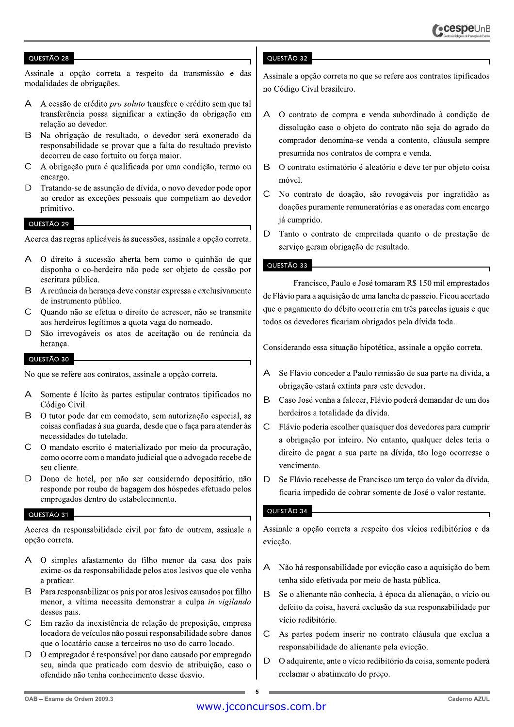## QUESTÃO 28

Assinale a opção correta a respeito da transmissão e das modalidades de obrigações.

A A cessão de crédito *pro soluto* transfere o crédito sem que tal transferência possa significar a extinção da obrigação em relação ao devedor.

B Na obrigação de resultado, o devedor será exonerado da responsabilidade se provar que a falta do resultado previsto decorreu de caso fortuito ou força maior.

C A obrigação pura é qualificada por uma condição, termo ou encargo.

D Tratando-se de assunção de dívida, o novo devedor pode opor ao credor as exceções pessoais que competiam ao devedor primitivo.

## QUESTÃO 29

Acerca das regras aplicáveis às sucessões, assinale a opção correta.

A O direito à sucessão aberta bem como o quinhão de que disponha o co-herdeiro não pode ser objeto de cessão por escritura pública.

B A renúncia da herança deve constar expressa e exclusivamente de instrumento público.

C Quando não se efetua o direito de acrescer, não se transmite aos herdeiros legítimos a quota vaga do nomeado.

D São irrevogáveis os atos de aceitação ou de renúncia da herança.

## QUESTÃO 30

No que se refere aos contratos, assinale a opção correta.

A Somente é lícito às partes estipular contratos tipificados no Código Civil.

B O tutor pode dar em comodato, sem autorização especial, as coisas confiadas à sua guarda, desde que o faça para atender às necessidades do tutelado.

C O mandato escrito é materializado por meio da procuração, como ocorre com o mandato judicial que o advogado recebe de seu cliente.

D Dono de hotel, por não ser considerado depositário, não responde por roubo de bagagem dos hóspedes efetuado pelos empregados dentro do estabelecimento.

## QUESTÃO 31

Acerca da responsabilidade civil por fato de outrem, assinale a opção correta.

A O simples afastamento do filho menor da casa dos pais exime-os da responsabilidade pelos atos lesivos que ele venha a praticar.

B Para responsabilizar os pais por atos lesivos causados por filho menor, a vítima necessita demonstrar a culpa *in vigilando* desses pais.

C Em razão da inexistência de relação de preposição, empresa locadora de veículos não possui responsabilidade sobre danos que o locatário cause a terceiros no uso do carro locado.

D O empregador é responsável por dano causado por empregado seu, ainda que praticado com desvio de atribuição, caso o ofendido não tenha conhecimento desse desvio.

## QUESTÃO 32

Assinale a opção correta no que se refere aos contratos tipificados no Código Civil brasileiro.

A O contrato de compra e venda subordinado à condição de dissolução caso o objeto do contrato não seja do agrado do comprador denomina-se venda a contento, cláusula sempre presumida nos contratos de compra e venda.

B O contrato estimatório é aleatório e deve ter por objeto coisa móvel.

C No contrato de doação, são revogáveis por ingratidão as doações puramente remuneratórias e as oneradas com encargo já cumprido.

D Tanto o contrato de empreitada quanto o de prestação de serviço geram obrigação de resultado.

## QUESTÃO 33

Francisco, Paulo e José tomaram R$ 150 mil emprestados de Flávio para a aquisição de uma lancha de passeio. Ficou acertado que o pagamento do débito ocorreria em três parcelas iguais e que todos os devedores ficariam obrigados pela dívida toda.

Considerando essa situação hipotética, assinale a opção correta.

A Se Flávio conceder a Paulo remissão de sua parte na dívida, a obrigação estará extinta para este devedor.

B Caso José venha a falecer, Flávio poderá demandar de um dos herdeiros a totalidade da dívida.

C Flávio poderia escolher quaisquer dos devedores para cumprir a obrigação por inteiro. No entanto, qualquer deles teria o direito de pagar a sua parte na dívida, tão logo ocorresse o vencimento.

D Se Flávio recebesse de Francisco um terço do valor da dívida, ficaria impedido de cobrar somente de José o valor restante.

## QUESTÃO 34

Assinale a opção correta a respeito dos vícios redibitórios e da evicção.

A Não há responsabilidade por evicção caso a aquisição do bem tenha sido efetivada por meio de hasta pública.

B Se o alienante não conhecia, à época da alienação, o vício ou defeito da coisa, haverá exclusão da sua responsabilidade por vício redibitório.

C As partes podem inserir no contrato cláusula que exclua a responsabilidade do alienante pela evicção.

D O adquirente, ante o vício redibitório da coisa, somente poderá reclamar o abatimento do preço.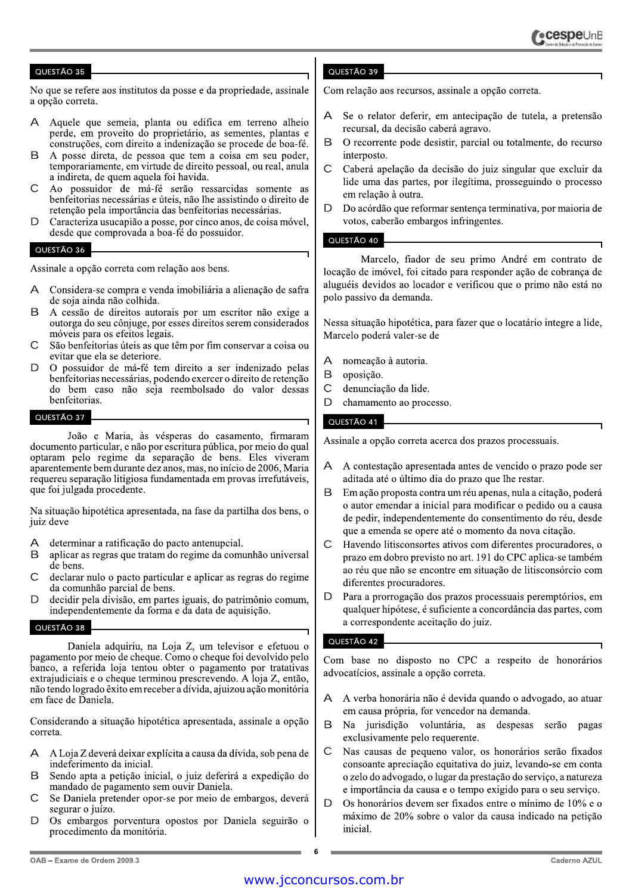## QUESTÃO 35

No que se refere aos institutos da posse e da propriedade, assinale a opção correta.

A Aquele que semeia, planta ou edifica em terreno alheio perde, em proveito do proprietário, as sementes, plantas e construções, com direito a indenização se procede de boa-fé.

B A posse direta, de pessoa que tem a coisa em seu poder, temporariamente, em virtude de direito pessoal, ou real, anula a indireta, de quem aquela foi havida.

C Ao possuidor de má-fé serão ressarcidas somente as benfeitorias necessárias e úteis, não lhe assistindo o direito de retenção pela importância das benfeitorias necessárias.

D Caracteriza usucapião a posse, por cinco anos, de coisa móvel, desde que comprovada a boa-fé do possuidor.

## QUESTÃO 36

Assinale a opção correta com relação aos bens.

A Considera-se compra e venda imobiliária a alienação de safra de soja ainda não colhida.

B A cessão de direitos autorais por um escritor não exige a outorga do seu cônjuge, por esses direitos serem considerados móveis para os efeitos legais.

C São benfeitorias úteis as que têm por fim conservar a coisa ou evitar que ela se deteriore.

D O possuidor de má-fé tem direito a ser indenizado pelas benfeitorias necessárias, podendo exercer o direito de retenção do bem caso não seja reembolsado do valor dessas benfeitorias.

## QUESTÃO 37

João e Maria, às vésperas do casamento, firmaram documento particular, e não por escritura pública, por meio do qual optaram pelo regime da separação de bens. Eles viveram aparentemente bem durante dez anos, mas, no início de 2006, Maria requereu separação litigiosa fundamentada em provas irrefutáveis, que foi julgada procedente.

Na situação hipotética apresentada, na fase da partilha dos bens, o juiz deve

A determinar a ratificação do pacto antenupcial.

B aplicar as regras que tratam do regime da comunhão universal de bens.

C declarar nulo o pacto particular e aplicar as regras do regime da comunhão parcial de bens.

D decidir pela divisão, em partes iguais, do patrimônio comum, independentemente da forma e da data de aquisição.

## QUESTÃO 38

Daniela adquiriu, na Loja Z, um televisor e efetuou o pagamento por meio de cheque. Como o cheque foi devolvido pelo banco, a referida loja tentou obter o pagamento por tratativas extrajudiciais e o cheque terminou prescrevendo. A loja Z, então, não tendo logrado êxito em receber a dívida, ajuizou ação monitória em face de Daniela.

Considerando a situação hipotética apresentada, assinale a opção correta.

A A Loja Z deverá deixar explícita a causa da dívida, sob pena de indeferimento da inicial.

B Sendo apta a petição inicial, o juiz deferirá a expedição do mandado de pagamento sem ouvir Daniela.

C Se Daniela pretender opor-se por meio de embargos, deverá segurar o juízo.

D Os embargos porventura opostos por Daniela seguirão o procedimento da monitória.

## QUESTÃO 39

Com relação aos recursos, assinale a opção correta.

A Se o relator deferir, em antecipação de tutela, a pretensão recursal, da decisão caberá agravo.

B O recorrente pode desistir, parcial ou totalmente, do recurso interposto.

C Caberá apelação da decisão do juiz singular que excluir da lide uma das partes, por ilegítima, prosseguindo o processo em relação à outra.

D Do acórdão que reformar sentença terminativa, por maioria de votos, caberão embargos infringentes.

## QUESTÃO 40

Marcelo, fiador de seu primo André em contrato de locação de imóvel, foi citado para responder ação de cobrança de aluguéis devidos ao locador e verificou que o primo não está no polo passivo da demanda.

Nessa situação hipotética, para fazer que o locatário integre a lide, Marcelo poderá valer-se de

A nomeação à autoria.

B oposição.

C denunciação da lide.

D chamamento ao processo.

## QUESTÃO 41

Assinale a opção correta acerca dos prazos processuais.

A A contestação apresentada antes de vencido o prazo pode ser aditada até o último dia do prazo que lhe restar.

B Em ação proposta contra um réu apenas, nula a citação, poderá o autor emendar a inicial para modificar o pedido ou a causa de pedir, independentemente do consentimento do réu, desde que a emenda se opere até o momento da nova citação.

C Havendo litisconsortes ativos com diferentes procuradores, o prazo em dobro previsto no art. 191 do CPC aplica-se também ao réu que não se encontre em situação de litisconsórcio com diferentes procuradores.

D Para a prorrogação dos prazos processuais peremptórios, em qualquer hipótese, é suficiente a concordância das partes, com a correspondente aceitação do juiz.

## QUESTÃO 42

Com base no disposto no CPC a respeito de honorários advocatícios, assinale a opção correta.

A A verba honorária não é devida quando o advogado, ao atuar em causa própria, for vencedor na demanda.

B Na jurisdição voluntária, as despesas serão pagas exclusivamente pelo requerente.

C Nas causas de pequeno valor, os honorários serão fixados consoante apreciação equitativa do juiz, levando-se em conta o zelo do advogado, o lugar da prestação do serviço, a natureza e importância da causa e o tempo exigido para o seu serviço.

D Os honorários devem ser fixados entre o mínimo de 10% e o máximo de 20% sobre o valor da causa indicado na petição inicial.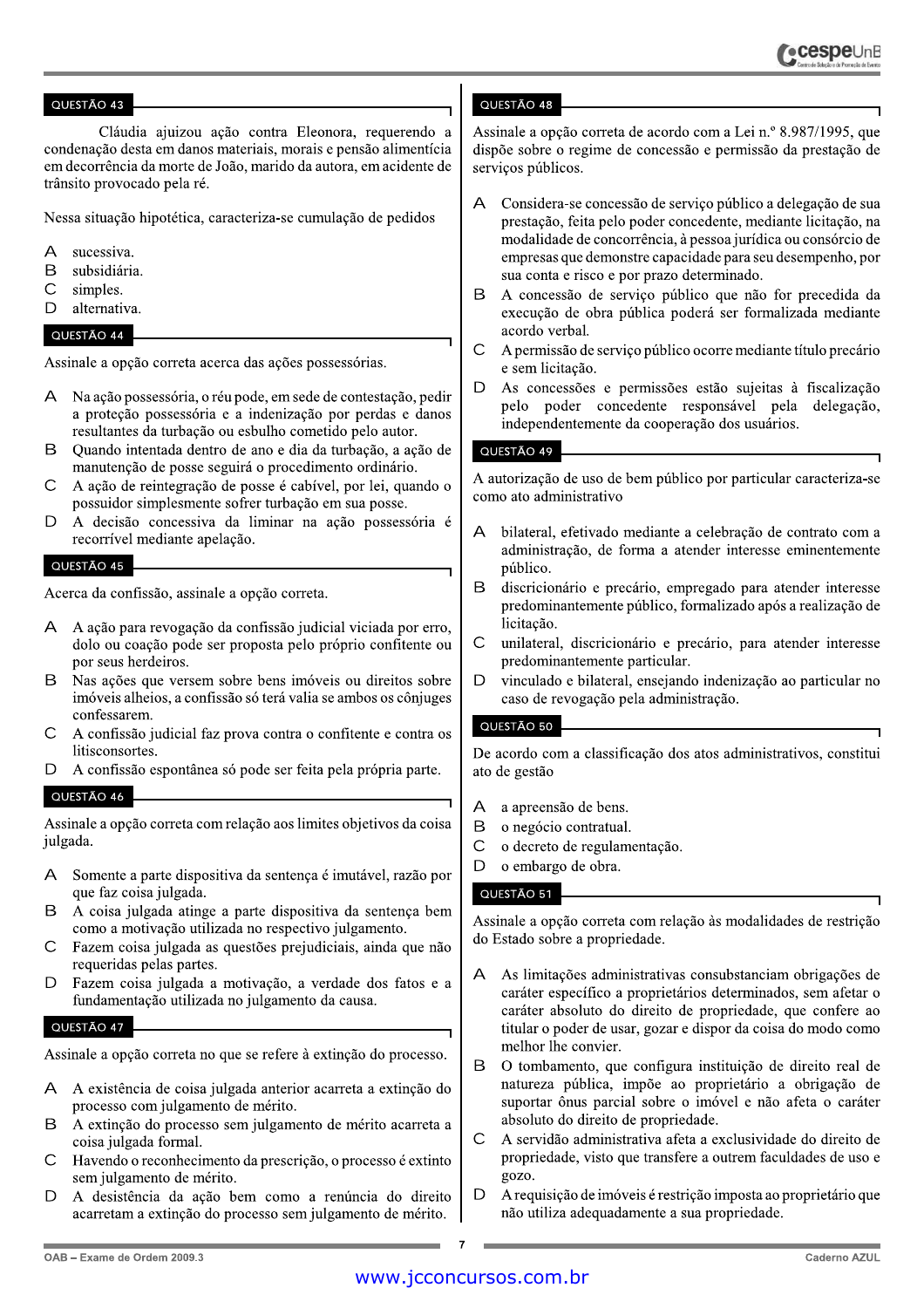## QUESTÃO 43

Cláudia ajuizou ação contra Eleonora, requerendo a condenação desta em danos materiais, morais e pensão alimentícia em decorrência da morte de João, marido da autora, em acidente de trânsito provocado pela ré.

Nessa situação hipotética, caracteriza-se cumulação de pedidos

A sucessiva.
B subsidiária.
C simples.
D alternativa.

## QUESTÃO 44

Assinale a opção correta acerca das ações possessórias.

A Na ação possessória, o réu pode, em sede de contestação, pedir a proteção possessória e a indenização por perdas e danos resultantes da turbação ou esbulho cometido pelo autor.
B Quando intentada dentro de ano e dia da turbação, a ação de manutenção de posse seguirá o procedimento ordinário.
C A ação de reintegração de posse é cabível, por lei, quando o possuidor simplesmente sofrer turbação em sua posse.
D A decisão concessiva da liminar na ação possessória é recorrível mediante apelação.

## QUESTÃO 45

Acerca da confissão, assinale a opção correta.

A A ação para revogação da confissão judicial viciada por erro, dolo ou coação pode ser proposta pelo próprio confitente ou por seus herdeiros.
B Nas ações que versem sobre bens imóveis ou direitos sobre imóveis alheios, a confissão só terá valia se ambos os cônjuges confessarem.
C A confissão judicial faz prova contra o confitente e contra os litisconsortes.
D A confissão espontânea só pode ser feita pela própria parte.

## QUESTÃO 46

Assinale a opção correta com relação aos limites objetivos da coisa julgada.

A Somente a parte dispositiva da sentença é imutável, razão por que faz coisa julgada.
B A coisa julgada atinge a parte dispositiva da sentença bem como a motivação utilizada no respectivo julgamento.
C Fazem coisa julgada as questões prejudiciais, ainda que não requeridas pelas partes.
D Fazem coisa julgada a motivação, a verdade dos fatos e a fundamentação utilizada no julgamento da causa.

## QUESTÃO 47

Assinale a opção correta no que se refere à extinção do processo.

A A existência de coisa julgada anterior acarreta a extinção do processo com julgamento de mérito.
B A extinção do processo sem julgamento de mérito acarreta a coisa julgada formal.
C Havendo o reconhecimento da prescrição, o processo é extinto sem julgamento de mérito.
D A desistência da ação bem como a renúncia do direito acarretam a extinção do processo sem julgamento de mérito.

## QUESTÃO 48

Assinale a opção correta de acordo com a Lei n.º 8.987/1995, que dispõe sobre o regime de concessão e permissão da prestação de serviços públicos.

A Considera-se concessão de serviço público a delegação de sua prestação, feita pelo poder concedente, mediante licitação, na modalidade de concorrência, à pessoa jurídica ou consórcio de empresas que demonstre capacidade para seu desempenho, por sua conta e risco e por prazo determinado.
B A concessão de serviço público que não for precedida da execução de obra pública poderá ser formalizada mediante acordo verbal.
C A permissão de serviço público ocorre mediante título precário e sem licitação.
D As concessões e permissões estão sujeitas à fiscalização pelo poder concedente responsável pela delegação, independentemente da cooperação dos usuários.

## QUESTÃO 49

A autorização de uso de bem público por particular caracteriza-se como ato administrativo

A bilateral, efetivado mediante a celebração de contrato com a administração, de forma a atender interesse eminentemente público.
B discricionário e precário, empregado para atender interesse predominantemente público, formalizado após a realização de licitação.
C unilateral, discricionário e precário, para atender interesse predominantemente particular.
D vinculado e bilateral, ensejando indenização ao particular no caso de revogação pela administração.

## QUESTÃO 50

De acordo com a classificação dos atos administrativos, constitui ato de gestão

A a apreensão de bens.
B o negócio contratual.
C o decreto de regulamentação.
D o embargo de obra.

## QUESTÃO 51

Assinale a opção correta com relação às modalidades de restrição do Estado sobre a propriedade.

A As limitações administrativas consubstanciam obrigações de caráter específico a proprietários determinados, sem afetar o caráter absoluto do direito de propriedade, que confere ao titular o poder de usar, gozar e dispor da coisa do modo como melhor lhe convier.
B O tombamento, que configura instituição de direito real de natureza pública, impõe ao proprietário a obrigação de suportar ônus parcial sobre o imóvel e não afeta o caráter absoluto do direito de propriedade.
C A servidão administrativa afeta a exclusividade do direito de propriedade, visto que transfere a outrem faculdades de uso e gozo.
D A requisição de imóveis é restrição imposta ao proprietário que não utiliza adequadamente a sua propriedade.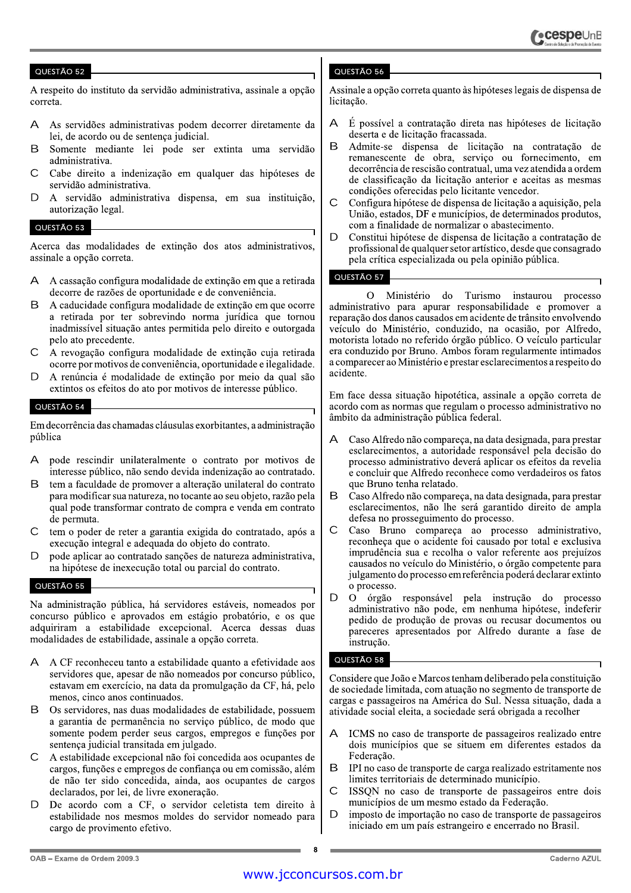## QUESTÃO 52

A respeito do instituto da servidão administrativa, assinale a opção correta.

A As servidões administrativas podem decorrer diretamente da lei, de acordo ou de sentença judicial.

B Somente mediante lei pode ser extinta uma servidão administrativa.

C Cabe direito a indenização em qualquer das hipóteses de servidão administrativa.

D A servidão administrativa dispensa, em sua instituição, autorização legal.

## QUESTÃO 53

Acerca das modalidades de extinção dos atos administrativos, assinale a opção correta.

A A cassação configura modalidade de extinção em que a retirada decorre de razões de oportunidade e de conveniência.

B A caducidade configura modalidade de extinção em que ocorre a retirada por ter sobrevindo norma jurídica que tornou inadmissível situação antes permitida pelo direito e outorgada pelo ato precedente.

C A revogação configura modalidade de extinção cuja retirada ocorre por motivos de conveniência, oportunidade e ilegalidade.

D A renúncia é modalidade de extinção por meio da qual são extintos os efeitos do ato por motivos de interesse público.

## QUESTÃO 54

Em decorrência das chamadas cláusulas exorbitantes, a administração pública

A pode rescindir unilateralmente o contrato por motivos de interesse público, não sendo devida indenização ao contratado.

B tem a faculdade de promover a alteração unilateral do contrato para modificar sua natureza, no tocante ao seu objeto, razão pela qual pode transformar contrato de compra e venda em contrato de permuta.

C tem o poder de reter a garantia exigida do contratado, após a execução integral e adequada do objeto do contrato.

D pode aplicar ao contratado sanções de natureza administrativa, na hipótese de inexecução total ou parcial do contrato.

## QUESTÃO 55

Na administração pública, há servidores estáveis, nomeados por concurso público e aprovados em estágio probatório, e os que adquiriram a estabilidade excepcional. Acerca dessas duas modalidades de estabilidade, assinale a opção correta.

A A CF reconheceu tanto a estabilidade quanto a efetividade aos servidores que, apesar de não nomeados por concurso público, estavam em exercício, na data da promulgação da CF, há, pelo menos, cinco anos continuados.

B Os servidores, nas duas modalidades de estabilidade, possuem a garantia de permanência no serviço público, de modo que somente podem perder seus cargos, empregos e funções por sentença judicial transitada em julgado.

C A estabilidade excepcional não foi concedida aos ocupantes de cargos, funções e empregos de confiança ou em comissão, além de não ter sido concedida, ainda, aos ocupantes de cargos declarados, por lei, de livre exoneração.

D De acordo com a CF, o servidor celetista tem direito à estabilidade nos mesmos moldes do servidor nomeado para cargo de provimento efetivo.

## QUESTÃO 56

Assinale a opção correta quanto às hipóteses legais de dispensa de licitação.

A É possível a contratação direta nas hipóteses de licitação deserta e de licitação fracassada.

B Admite-se dispensa de licitação na contratação de remanescente de obra, serviço ou fornecimento, em decorrência de rescisão contratual, uma vez atendida a ordem de classificação da licitação anterior e aceitas as mesmas condições oferecidas pelo licitante vencedor.

C Configura hipótese de dispensa de licitação a aquisição, pela União, estados, DF e municípios, de determinados produtos, com a finalidade de normalizar o abastecimento.

D Constitui hipótese de dispensa de licitação a contratação de profissional de qualquer setor artístico, desde que consagrado pela crítica especializada ou pela opinião pública.

## QUESTÃO 57

O Ministério do Turismo instaurou processo administrativo para apurar responsabilidade e promover a reparação dos danos causados em acidente de trânsito envolvendo veículo do Ministério, conduzido, na ocasião, por Alfredo, motorista lotado no referido órgão público. O veículo particular era conduzido por Bruno. Ambos foram regularmente intimados a comparecer ao Ministério e prestar esclarecimentos a respeito do acidente.

Em face dessa situação hipotética, assinale a opção correta de acordo com as normas que regulam o processo administrativo no âmbito da administração pública federal.

A Caso Alfredo não compareça, na data designada, para prestar esclarecimentos, a autoridade responsável pela decisão do processo administrativo deverá aplicar os efeitos da revelia e concluir que Alfredo reconhece como verdadeiros os fatos que Bruno tenha relatado.

B Caso Alfredo não compareça, na data designada, para prestar esclarecimentos, não lhe será garantido direito de ampla defesa no prosseguimento do processo.

C Caso Bruno compareça ao processo administrativo, reconheça que o acidente foi causado por total e exclusiva imprudência sua e recolha o valor referente aos prejuízos causados no veículo do Ministério, o órgão competente para julgamento do processo em referência poderá declarar extinto o processo.

D O órgão responsável pela instrução do processo administrativo não pode, em nenhuma hipótese, indeferir pedido de produção de provas ou recusar documentos ou pareceres apresentados por Alfredo durante a fase de instrução.

## QUESTÃO 58

Considere que João e Marcos tenham deliberado pela constituição de sociedade limitada, com atuação no segmento de transporte de cargas e passageiros na América do Sul. Nessa situação, dada a atividade social eleita, a sociedade será obrigada a recolher

A ICMS no caso de transporte de passageiros realizado entre dois municípios que se situem em diferentes estados da Federação.

B IPI no caso de transporte de carga realizado estritamente nos limites territoriais de determinado município.

C ISSQN no caso de transporte de passageiros entre dois municípios de um mesmo estado da Federação.

D imposto de importação no caso de transporte de passageiros iniciado em um país estrangeiro e encerrado no Brasil.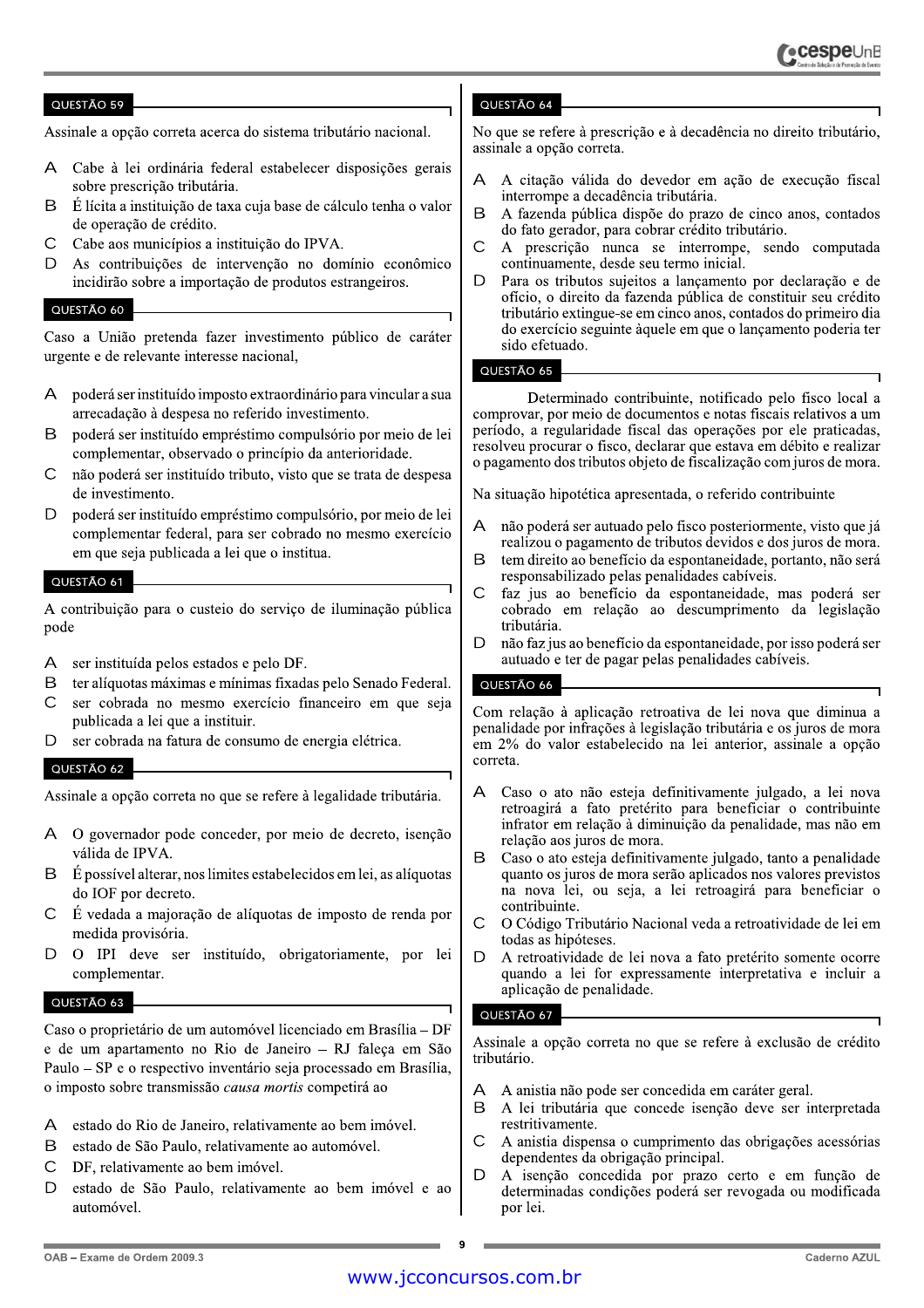## QUESTÃO 59

Assinale a opção correta acerca do sistema tributário nacional.

A Cabe à lei ordinária federal estabelecer disposições gerais sobre prescrição tributária.
B É lícita a instituição de taxa cuja base de cálculo tenha o valor de operação de crédito.
C Cabe aos municípios a instituição do IPVA.
D As contribuições de intervenção no domínio econômico incidirão sobre a importação de produtos estrangeiros.

## QUESTÃO 60

Caso a União pretenda fazer investimento público de caráter urgente e de relevante interesse nacional,

A poderá ser instituído imposto extraordinário para vincular a sua arrecadação à despesa no referido investimento.
B poderá ser instituído empréstimo compulsório por meio de lei complementar, observado o princípio da anterioridade.
C não poderá ser instituído tributo, visto que se trata de despesa de investimento.
D poderá ser instituído empréstimo compulsório, por meio de lei complementar federal, para ser cobrado no mesmo exercício em que seja publicada a lei que o institua.

## QUESTÃO 61

A contribuição para o custeio do serviço de iluminação pública pode

A ser instituída pelos estados e pelo DF.
B ter alíquotas máximas e mínimas fixadas pelo Senado Federal.
C ser cobrada no mesmo exercício financeiro em que seja publicada a lei que a instituir.
D ser cobrada na fatura de consumo de energia elétrica.

## QUESTÃO 62

Assinale a opção correta no que se refere à legalidade tributária.

A O governador pode conceder, por meio de decreto, isenção válida de IPVA.
B É possível alterar, nos limites estabelecidos em lei, as alíquotas do IOF por decreto.
C É vedada a majoração de alíquotas de imposto de renda por medida provisória.
D O IPI deve ser instituído, obrigatoriamente, por lei complementar.

## QUESTÃO 63

Caso o proprietário de um automóvel licenciado em Brasília – DF e de um apartamento no Rio de Janeiro – RJ faleça em São Paulo – SP e o respectivo inventário seja processado em Brasília, o imposto sobre transmissão *causa mortis* competirá ao

A estado do Rio de Janeiro, relativamente ao bem imóvel.
B estado de São Paulo, relativamente ao automóvel.
C DF, relativamente ao bem imóvel.
D estado de São Paulo, relativamente ao bem imóvel e ao automóvel.

## QUESTÃO 64

No que se refere à prescrição e à decadência no direito tributário, assinale a opção correta.

A A citação válida do devedor em ação de execução fiscal interrompe a decadência tributária.
B A fazenda pública dispõe do prazo de cinco anos, contados do fato gerador, para cobrar crédito tributário.
C A prescrição nunca se interrompe, sendo computada continuamente, desde seu termo inicial.
D Para os tributos sujeitos a lançamento por declaração e de ofício, o direito da fazenda pública de constituir seu crédito tributário extingue-se em cinco anos, contados do primeiro dia do exercício seguinte àquele em que o lançamento poderia ter sido efetuado.

## QUESTÃO 65

Determinado contribuinte, notificado pelo fisco local a comprovar, por meio de documentos e notas fiscais relativos a um período, a regularidade fiscal das operações por ele praticadas, resolveu procurar o fisco, declarar que estava em débito e realizar o pagamento dos tributos objeto de fiscalização com juros de mora.

Na situação hipotética apresentada, o referido contribuinte

A não poderá ser autuado pelo fisco posteriormente, visto que já realizou o pagamento de tributos devidos e dos juros de mora.
B tem direito ao benefício da espontaneidade, portanto, não será responsabilizado pelas penalidades cabíveis.
C faz jus ao benefício da espontaneidade, mas poderá ser cobrado em relação ao descumprimento da legislação tributária.
D não faz jus ao benefício da espontaneidade, por isso poderá ser autuado e ter de pagar pelas penalidades cabíveis.

## QUESTÃO 66

Com relação à aplicação retroativa de lei nova que diminua a penalidade por infrações à legislação tributária e os juros de mora em 2% do valor estabelecido na lei anterior, assinale a opção correta.

A Caso o ato não esteja definitivamente julgado, a lei nova retroagirá a fato pretérito para beneficiar o contribuinte infrator em relação à diminuição da penalidade, mas não em relação aos juros de mora.
B Caso o ato esteja definitivamente julgado, tanto a penalidade quanto os juros de mora serão aplicados nos valores previstos na nova lei, ou seja, a lei retroagirá para beneficiar o contribuinte.
C O Código Tributário Nacional veda a retroatividade de lei em todas as hipóteses.
D A retroatividade de lei nova a fato pretérito somente ocorre quando a lei for expressamente interpretativa e incluir a aplicação de penalidade.

## QUESTÃO 67

Assinale a opção correta no que se refere à exclusão de crédito tributário.

A A anistia não pode ser concedida em caráter geral.
B A lei tributária que concede isenção deve ser interpretada restritivamente.
C A anistia dispensa o cumprimento das obrigações acessórias dependentes da obrigação principal.
D A isenção concedida por prazo certo e em função de determinadas condições poderá ser revogada ou modificada por lei.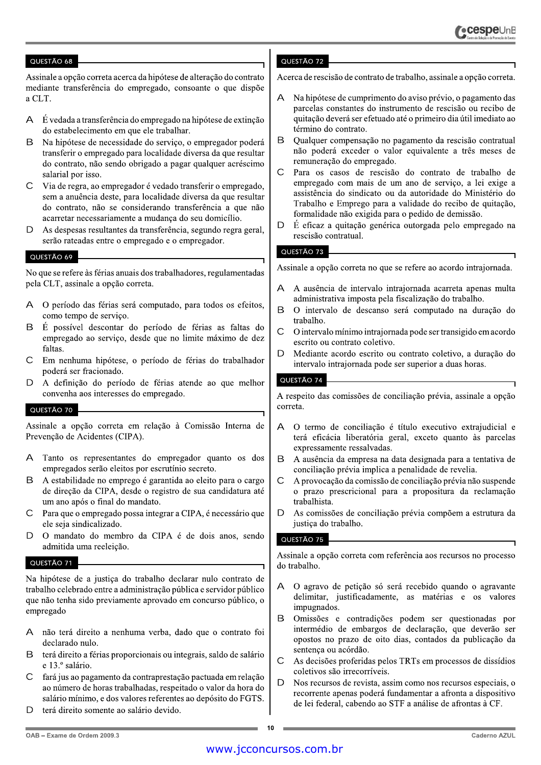## QUESTÃO 68

Assinale a opção correta acerca da hipótese de alteração do contrato mediante transferência do empregado, consoante o que dispõe a CLT.

A É vedada a transferência do empregado na hipótese de extinção do estabelecimento em que ele trabalhar.

B Na hipótese de necessidade do serviço, o empregador poderá transferir o empregado para localidade diversa da que resultar do contrato, não sendo obrigado a pagar qualquer acréscimo salarial por isso.

C Via de regra, ao empregador é vedado transferir o empregado, sem a anuência deste, para localidade diversa da que resultar do contrato, não se considerando transferência a que não acarretar necessariamente a mudança do seu domicílio.

D As despesas resultantes da transferência, segundo regra geral, serão rateadas entre o empregado e o empregador.

## QUESTÃO 69

No que se refere às férias anuais dos trabalhadores, regulamentadas pela CLT, assinale a opção correta.

A O período das férias será computado, para todos os efeitos, como tempo de serviço.

B É possível descontar do período de férias as faltas do empregado ao serviço, desde que no limite máximo de dez faltas.

C Em nenhuma hipótese, o período de férias do trabalhador poderá ser fracionado.

D A definição do período de férias atende ao que melhor convenha aos interesses do empregado.

## QUESTÃO 70

Assinale a opção correta em relação à Comissão Interna de Prevenção de Acidentes (CIPA).

A Tanto os representantes do empregador quanto os dos empregados serão eleitos por escrutínio secreto.

B A estabilidade no emprego é garantida ao eleito para o cargo de direção da CIPA, desde o registro de sua candidatura até um ano após o final do mandato.

C Para que o empregado possa integrar a CIPA, é necessário que ele seja sindicalizado.

D O mandato do membro da CIPA é de dois anos, sendo admitida uma reeleição.

## QUESTÃO 71

Na hipótese de a justiça do trabalho declarar nulo contrato de trabalho celebrado entre a administração pública e servidor público que não tenha sido previamente aprovado em concurso público, o empregado

A não terá direito a nenhuma verba, dado que o contrato foi declarado nulo.

B terá direito a férias proporcionais ou integrais, saldo de salário e 13.º salário.

C fará jus ao pagamento da contraprestação pactuada em relação ao número de horas trabalhadas, respeitado o valor da hora do salário mínimo, e dos valores referentes ao depósito do FGTS.

D terá direito somente ao salário devido.

## QUESTÃO 72

Acerca de rescisão de contrato de trabalho, assinale a opção correta.

A Na hipótese de cumprimento do aviso prévio, o pagamento das parcelas constantes do instrumento de rescisão ou recibo de quitação deverá ser efetuado até o primeiro dia útil imediato ao término do contrato.

B Qualquer compensação no pagamento da rescisão contratual não poderá exceder o valor equivalente a três meses de remuneração do empregado.

C Para os casos de rescisão do contrato de trabalho de empregado com mais de um ano de serviço, a lei exige a assistência do sindicato ou da autoridade do Ministério do Trabalho e Emprego para a validade do recibo de quitação, formalidade não exigida para o pedido de demissão.

D É eficaz a quitação genérica outorgada pelo empregado na rescisão contratual.

## QUESTÃO 73

Assinale a opção correta no que se refere ao acordo intrajornada.

A A ausência de intervalo intrajornada acarreta apenas multa administrativa imposta pela fiscalização do trabalho.

B O intervalo de descanso será computado na duração do trabalho.

C O intervalo mínimo intrajornada pode ser transigido em acordo escrito ou contrato coletivo.

D Mediante acordo escrito ou contrato coletivo, a duração do intervalo intrajornada pode ser superior a duas horas.

## QUESTÃO 74

A respeito das comissões de conciliação prévia, assinale a opção correta.

A O termo de conciliação é título executivo extrajudicial e terá eficácia liberatória geral, exceto quanto às parcelas expressamente ressalvadas.

B A ausência da empresa na data designada para a tentativa de conciliação prévia implica a penalidade de revelia.

C A provocação da comissão de conciliação prévia não suspende o prazo prescricional para a propositura da reclamação trabalhista.

D As comissões de conciliação prévia compõem a estrutura da justiça do trabalho.

## QUESTÃO 75

Assinale a opção correta com referência aos recursos no processo do trabalho.

A O agravo de petição só será recebido quando o agravante delimitar, justificadamente, as matérias e os valores impugnados.

B Omissões e contradições podem ser questionadas por intermédio de embargos de declaração, que deverão ser opostos no prazo de oito dias, contados da publicação da sentença ou acórdão.

C As decisões proferidas pelos TRTs em processos de dissídios coletivos são irrecorríveis.

D Nos recursos de revista, assim como nos recursos especiais, o recorrente apenas poderá fundamentar a afronta a dispositivo de lei federal, cabendo ao STF a análise de afrontas à CF.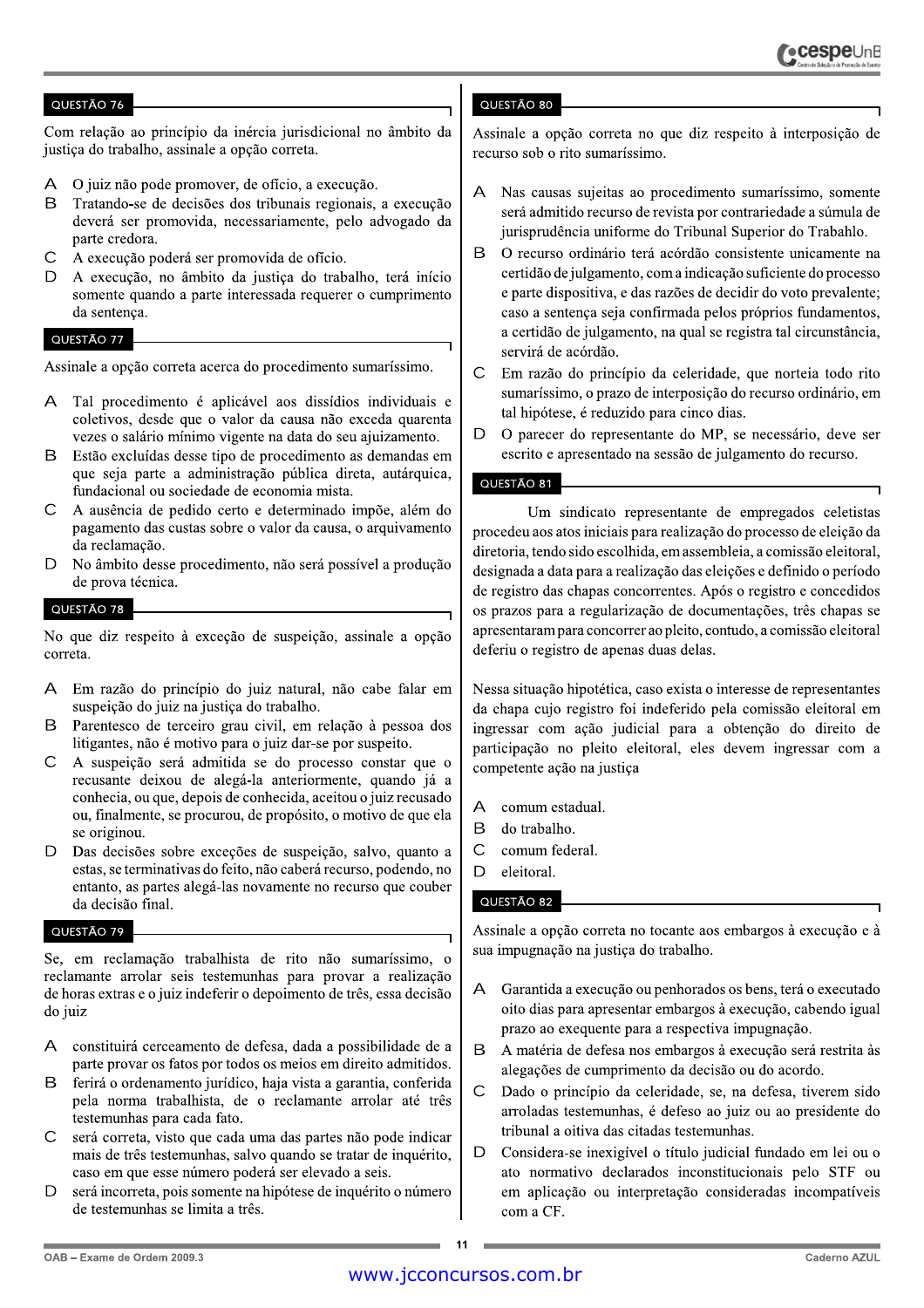## QUESTÃO 76

Com relação ao princípio da inércia jurisdicional no âmbito da justiça do trabalho, assinale a opção correta.

A O juiz não pode promover, de ofício, a execução.

B Tratando-se de decisões dos tribunais regionais, a execução deverá ser promovida, necessariamente, pelo advogado da parte credora.

C A execução poderá ser promovida de ofício.

D A execução, no âmbito da justiça do trabalho, terá início somente quando a parte interessada requerer o cumprimento da sentença.

## QUESTÃO 77

Assinale a opção correta acerca do procedimento sumaríssimo.

A Tal procedimento é aplicável aos dissídios individuais e coletivos, desde que o valor da causa não exceda quarenta vezes o salário mínimo vigente na data do seu ajuizamento.

B Estão excluídas desse tipo de procedimento as demandas em que seja parte a administração pública direta, autárquica, fundacional ou sociedade de economia mista.

C A ausência de pedido certo e determinado impõe, além do pagamento das custas sobre o valor da causa, o arquivamento da reclamação.

D No âmbito desse procedimento, não será possível a produção de prova técnica.

## QUESTÃO 78

No que diz respeito à exceção de suspeição, assinale a opção correta.

A Em razão do princípio do juiz natural, não cabe falar em suspeição do juiz na justiça do trabalho.

B Parentesco de terceiro grau civil, em relação à pessoa dos litigantes, não é motivo para o juiz dar-se por suspeito.

C A suspeição será admitida se do processo constar que o recusante deixou de alegá-la anteriormente, quando já a conhecia, ou que, depois de conhecida, aceitou o juiz recusado ou, finalmente, se procurou, de propósito, o motivo de que ela se originou.

D Das decisões sobre exceções de suspeição, salvo, quanto a estas, se terminativas do feito, não caberá recurso, podendo, no entanto, as partes alegá-las novamente no recurso que couber da decisão final.

## QUESTÃO 79

Se, em reclamação trabalhista de rito não sumaríssimo, o reclamante arrolar seis testemunhas para provar a realização de horas extras e o juiz indeferir o depoimento de três, essa decisão do juiz

A constituirá cerceamento de defesa, dada a possibilidade de a parte provar os fatos por todos os meios em direito admitidos.

B ferirá o ordenamento jurídico, haja vista a garantia, conferida pela norma trabalhista, de o reclamante arrolar até três testemunhas para cada fato.

C será correta, visto que cada uma das partes não pode indicar mais de três testemunhas, salvo quando se tratar de inquérito, caso em que esse número poderá ser elevado a seis.

D será incorreta, pois somente na hipótese de inquérito o número de testemunhas se limita a três.

## QUESTÃO 80

Assinale a opção correta no que diz respeito à interposição de recurso sob o rito sumaríssimo.

A Nas causas sujeitas ao procedimento sumaríssimo, somente será admitido recurso de revista por contrariedade a súmula de jurisprudência uniforme do Tribunal Superior do Trabalho.

B O recurso ordinário terá acórdão consistente unicamente na certidão de julgamento, com a indicação suficiente do processo e parte dispositiva, e das razões de decidir do voto prevalente; caso a sentença seja confirmada pelos próprios fundamentos, a certidão de julgamento, na qual se registra tal circunstância, servirá de acórdão.

C Em razão do princípio da celeridade, que norteia todo rito sumaríssimo, o prazo de interposição do recurso ordinário, em tal hipótese, é reduzido para cinco dias.

D O parecer do representante do MP, se necessário, deve ser escrito e apresentado na sessão de julgamento do recurso.

## QUESTÃO 81

Um sindicato representante de empregados celetistas procedeu aos atos iniciais para realização do processo de eleição da diretoria, tendo sido escolhida, em assembleia, a comissão eleitoral, designada a data para a realização das eleições e definido o período de registro das chapas concorrentes. Após o registro e concedidos os prazos para a regularização de documentações, três chapas se apresentaram para concorrer ao pleito, contudo, a comissão eleitoral deferiu o registro de apenas duas delas.

Nessa situação hipotética, caso exista o interesse de representantes da chapa cujo registro foi indeferido pela comissão eleitoral em ingressar com ação judicial para a obtenção do direito de participação no pleito eleitoral, eles devem ingressar com a competente ação na justiça

A comum estadual.

B do trabalho.

C comum federal.

D eleitoral.

## QUESTÃO 82

Assinale a opção correta no tocante aos embargos à execução e à sua impugnação na justiça do trabalho.

A Garantida a execução ou penhorados os bens, terá o executado oito dias para apresentar embargos à execução, cabendo igual prazo ao exequente para a respectiva impugnação.

B A matéria de defesa nos embargos à execução será restrita às alegações de cumprimento da decisão ou do acordo.

C Dado o princípio da celeridade, se, na defesa, tiverem sido arroladas testemunhas, é defeso ao juiz ou ao presidente do tribunal a oitiva das citadas testemunhas.

D Considera-se inexigível o título judicial fundado em lei ou o ato normativo declarados inconstitucionais pelo STF ou em aplicação ou interpretação consideradas incompatíveis com a CF.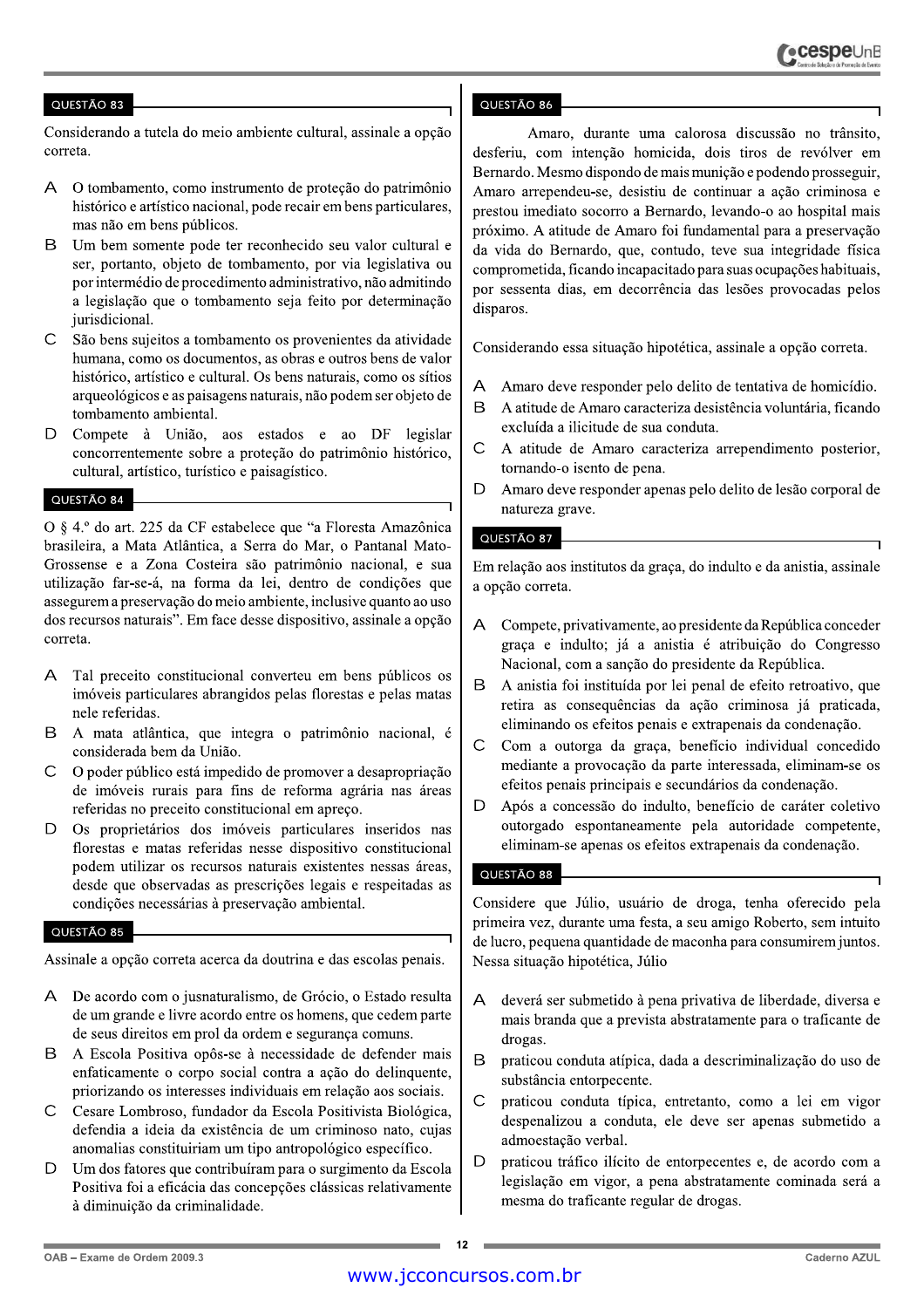## QUESTÃO 83

Considerando a tutela do meio ambiente cultural, assinale a opção correta.

A O tombamento, como instrumento de proteção do patrimônio histórico e artístico nacional, pode recair em bens particulares, mas não em bens públicos.

B Um bem somente pode ter reconhecido seu valor cultural e ser, portanto, objeto de tombamento, por via legislativa ou por intermédio de procedimento administrativo, não admitindo a legislação que o tombamento seja feito por determinação jurisdicional.

C São bens sujeitos a tombamento os provenientes da atividade humana, como os documentos, as obras e outros bens de valor histórico, artístico e cultural. Os bens naturais, como os sítios arqueológicos e as paisagens naturais, não podem ser objeto de tombamento ambiental.

D Compete à União, aos estados e ao DF legislar concorrentemente sobre a proteção do patrimônio histórico, cultural, artístico, turístico e paisagístico.

## QUESTÃO 84

O § 4.º do art. 225 da CF estabelece que "a Floresta Amazônica brasileira, a Mata Atlântica, a Serra do Mar, o Pantanal Mato-Grossense e a Zona Costeira são patrimônio nacional, e sua utilização far-se-á, na forma da lei, dentro de condições que assegurem a preservação do meio ambiente, inclusive quanto ao uso dos recursos naturais". Em face desse dispositivo, assinale a opção correta.

A Tal preceito constitucional converteu em bens públicos os imóveis particulares abrangidos pelas florestas e pelas matas nele referidas.

B A mata atlântica, que integra o patrimônio nacional, é considerada bem da União.

C O poder público está impedido de promover a desapropriação de imóveis rurais para fins de reforma agrária nas áreas referidas no preceito constitucional em apreço.

D Os proprietários dos imóveis particulares inseridos nas florestas e matas referidas nesse dispositivo constitucional podem utilizar os recursos naturais existentes nessas áreas, desde que observadas as prescrições legais e respeitadas as condições necessárias à preservação ambiental.

## QUESTÃO 85

Assinale a opção correta acerca da doutrina e das escolas penais.

A De acordo com o jusnaturalismo, de Grócio, o Estado resulta de um grande e livre acordo entre os homens, que cedem parte de seus direitos em prol da ordem e segurança comuns.

B A Escola Positiva opôs-se à necessidade de defender mais enfaticamente o corpo social contra a ação do delinquente, priorizando os interesses individuais em relação aos sociais.

C Cesare Lombroso, fundador da Escola Positivista Biológica, defendia a ideia da existência de um criminoso nato, cujas anomalias constituiriam um tipo antropológico específico.

D Um dos fatores que contribuíram para o surgimento da Escola Positiva foi a eficácia das concepções clássicas relativamente à diminuição da criminalidade.

## QUESTÃO 86

Amaro, durante uma calorosa discussão no trânsito, desferiu, com intenção homicida, dois tiros de revólver em Bernardo. Mesmo dispondo de mais munição e podendo prosseguir, Amaro arrependeu-se, desistiu de continuar a ação criminosa e prestou imediato socorro a Bernardo, levando-o ao hospital mais próximo. A atitude de Amaro foi fundamental para a preservação da vida de Bernardo, que, contudo, teve sua integridade física comprometida, ficando incapacitado para suas ocupações habituais, por sessenta dias, em decorrência das lesões provocadas pelos disparos.

Considerando essa situação hipotética, assinale a opção correta.

A Amaro deve responder pelo delito de tentativa de homicídio.

B A atitude de Amaro caracteriza desistência voluntária, ficando excluída a ilicitude de sua conduta.

C A atitude de Amaro caracteriza arrependimento posterior, tornando-o isento de pena.

D Amaro deve responder apenas pelo delito de lesão corporal de natureza grave.

## QUESTÃO 87

Em relação aos institutos da graça, do indulto e da anistia, assinale a opção correta.

A Compete, privativamente, ao presidente da República conceder graça e indulto; já a anistia é atribuição do Congresso Nacional, com a sanção do presidente da República.

B A anistia foi instituída por lei penal de efeito retroativo, que retira as consequências da ação criminosa já praticada, eliminando os efeitos penais e extrapenais da condenação.

C Com a outorga da graça, benefício individual concedido mediante a provocação da parte interessada, eliminam-se os efeitos penais principais e secundários da condenação.

D Após a concessão do indulto, benefício de caráter coletivo outorgado espontaneamente pela autoridade competente, eliminam-se apenas os efeitos extrapenais da condenação.

## QUESTÃO 88

Considere que Júlio, usuário de droga, tenha oferecido pela primeira vez, durante uma festa, a seu amigo Roberto, sem intuito de lucro, pequena quantidade de maconha para consumirem juntos. Nessa situação hipotética, Júlio

A deverá ser submetido à pena privativa de liberdade, diversa e mais branda que a prevista abstratamente para o traficante de drogas.

B praticou conduta atípica, dada a descriminalização do uso de substância entorpecente.

C praticou conduta típica, entretanto, como a lei em vigor despenalizou a conduta, ele deve ser apenas submetido a admoestação verbal.

D praticou tráfico ilícito de entorpecentes e, de acordo com a legislação em vigor, a pena abstratamente cominada será a mesma do traficante regular de drogas.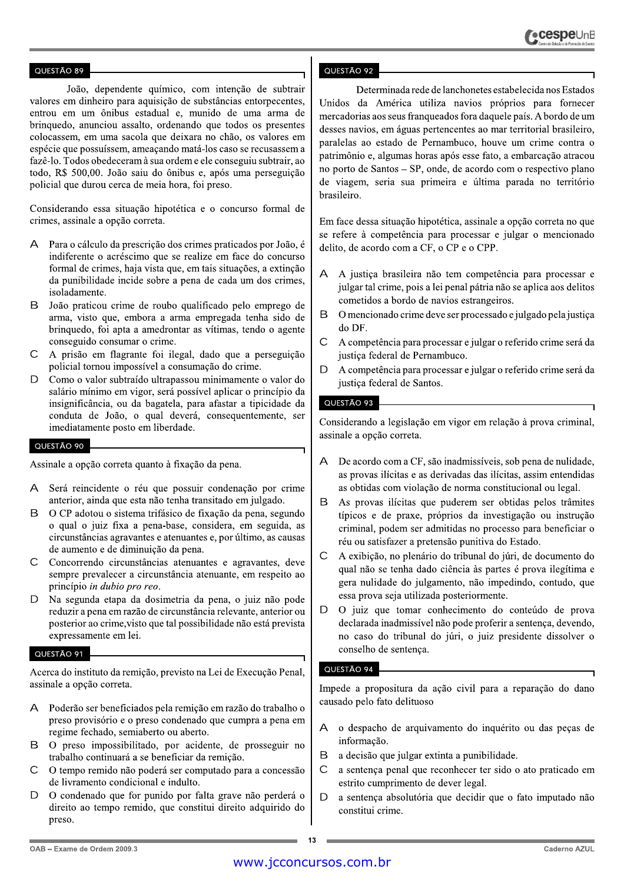## QUESTÃO 89

João, dependente químico, com intenção de subtrair valores em dinheiro para aquisição de substâncias entorpecentes, entrou em um ônibus estadual e, munido de uma arma de brinquedo, anunciou assalto, ordenando que todos os presentes colocassem, em uma sacola que deixara no chão, os valores em espécie que possuíssem, ameaçando matá-los caso se recusassem a fazê-lo. Todos obedeceram à sua ordem e ele conseguiu subtrair, ao todo, R$ 500,00. João saiu do ônibus e, após uma perseguição policial que durou cerca de meia hora, foi preso.

Considerando essa situação hipotética e o concurso formal de crimes, assinale a opção correta.

A Para o cálculo da prescrição dos crimes praticados por João, é indiferente o acréscimo que se realize em face do concurso formal de crimes, haja vista que, em tais situações, a extinção da punibilidade incide sobre a pena de cada um dos crimes, isoladamente.

B João praticou crime de roubo qualificado pelo emprego de arma, visto que, embora a arma empregada tenha sido de brinquedo, foi apta a amedrontar as vítimas, tendo o agente conseguido consumar o crime.

C A prisão em flagrante foi ilegal, dado que a perseguição policial tornou impossível a consumação do crime.

D Como o valor subtraído ultrapassou minimamente o valor do salário mínimo em vigor, será possível aplicar o princípio da insignificância, ou da bagatela, para afastar a tipicidade da conduta de João, o qual deverá, consequentemente, ser imediatamente posto em liberdade.

## QUESTÃO 90

Assinale a opção correta quanto à fixação da pena.

A Será reincidente o réu que possuir condenação por crime anterior, ainda que esta não tenha transitado em julgado.

B O CP adotou o sistema trifásico de fixação da pena, segundo o qual o juiz fixa a pena-base, considera, em seguida, as circunstâncias agravantes e atenuantes e, por último, as causas de aumento e de diminuição da pena.

C Concorrendo circunstâncias atenuantes e agravantes, deve sempre prevalecer a circunstância atenuante, em respeito ao princípio *in dubio pro reo*.

D Na segunda etapa da dosimetria da pena, o juiz não pode reduzir a pena em razão de circunstância relevante, anterior ou posterior ao crime,visto que tal possibilidade não está prevista expressamente em lei.

## QUESTÃO 91

Acerca do instituto da remição, previsto na Lei de Execução Penal, assinale a opção correta.

A Poderão ser beneficiados pela remição em razão do trabalho o preso provisório e o preso condenado que cumpra a pena em regime fechado, semiaberto ou aberto.

B O preso impossibilitado, por acidente, de prosseguir no trabalho continuará a se beneficiar da remição.

C O tempo remido não poderá ser computado para a concessão de livramento condicional e indulto.

D O condenado que for punido por falta grave não perderá o direito ao tempo remido, que constitui direito adquirido do preso.

## QUESTÃO 92

Determinada rede de lanchonetes estabelecida nos Estados Unidos da América utiliza navios próprios para fornecer mercadorias aos seus franqueados fora daquele país. A bordo de um desses navios, em águas pertencentes ao mar territorial brasileiro, paralelas ao estado de Pernambuco, houve um crime contra o patrimônio e, algumas horas após esse fato, a embarcação atracou no porto de Santos – SP, onde, de acordo com o respectivo plano de viagem, seria sua primeira e última parada no território brasileiro.

Em face dessa situação hipotética, assinale a opção correta no que se refere à competência para processar e julgar o mencionado delito, de acordo com a CF, o CP e o CPP.

A A justiça brasileira não tem competência para processar e julgar tal crime, pois a lei penal pátria não se aplica aos delitos cometidos a bordo de navios estrangeiros.

B O mencionado crime deve ser processado e julgado pela justiça do DF.

C A competência para processar e julgar o referido crime será da justiça federal de Pernambuco.

D A competência para processar e julgar o referido crime será da justiça federal de Santos.

## QUESTÃO 93

Considerando a legislação em vigor em relação à prova criminal, assinale a opção correta.

A De acordo com a CF, são inadmissíveis, sob pena de nulidade, as provas ilícitas e as derivadas das ilícitas, assim entendidas as obtidas com violação de norma constitucional ou legal.

B As provas ilícitas que puderem ser obtidas pelos trâmites típicos e de praxe, próprios da investigação ou instrução criminal, podem ser admitidas no processo para beneficiar o réu ou satisfazer a pretensão punitiva do Estado.

C A exibição, no plenário do tribunal do júri, de documento do qual não se tenha dado ciência às partes é prova ilegítima e gera nulidade do julgamento, não impedindo, contudo, que essa prova seja utilizada posteriormente.

D O juiz que tomar conhecimento do conteúdo de prova declarada inadmissível não pode proferir a sentença, devendo, no caso do tribunal do júri, o juiz presidente dissolver o conselho de sentença.

## QUESTÃO 94

Impede a propositura da ação civil para a reparação do dano causado pelo fato delituoso

A o despacho de arquivamento do inquérito ou das peças de informação.

B a decisão que julgar extinta a punibilidade.

C a sentença penal que reconhecer ter sido o ato praticado em estrito cumprimento de dever legal.

D a sentença absolutória que decidir que o fato imputado não constitui crime.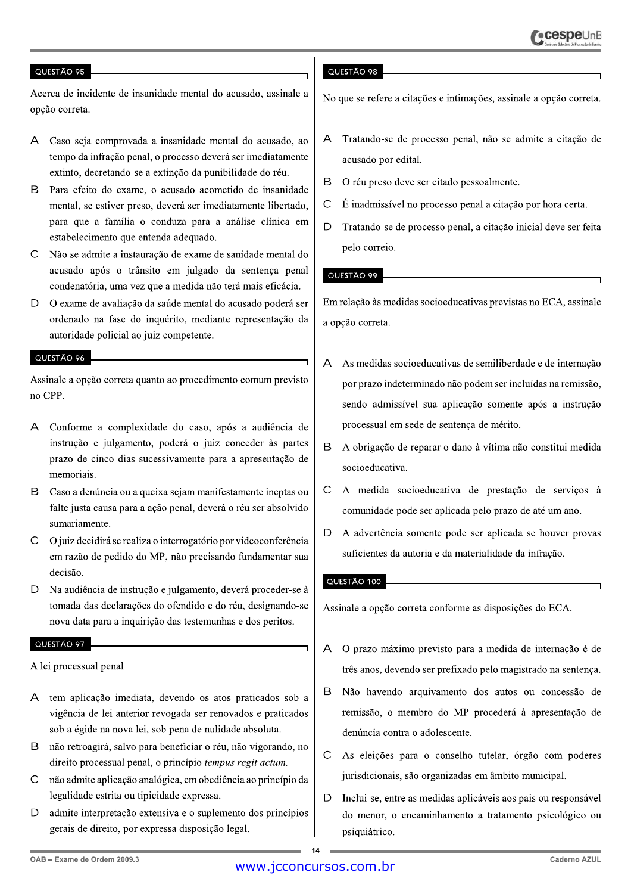## QUESTÃO 95

Acerca de incidente de insanidade mental do acusado, assinale a opção correta.

A Caso seja comprovada a insanidade mental do acusado, ao tempo da infração penal, o processo deverá ser imediatamente extinto, decretando-se a extinção da punibilidade do réu.

B Para efeito do exame, o acusado acometido de insanidade mental, se estiver preso, deverá ser imediatamente libertado, para que a família o conduza para a análise clínica em estabelecimento que entenda adequado.

C Não se admite a instauração de exame de sanidade mental do acusado após o trânsito em julgado da sentença penal condenatória, uma vez que a medida não terá mais eficácia.

D O exame de avaliação da saúde mental do acusado poderá ser ordenado na fase do inquérito, mediante representação da autoridade policial ao juiz competente.

## QUESTÃO 96

Assinale a opção correta quanto ao procedimento comum previsto no CPP.

A Conforme a complexidade do caso, após a audiência de instrução e julgamento, poderá o juiz conceder às partes prazo de cinco dias sucessivamente para a apresentação de memoriais.

B Caso a denúncia ou a queixa sejam manifestamente ineptas ou falte justa causa para a ação penal, deverá o réu ser absolvido sumariamente.

C O juiz decidirá se realiza o interrogatório por videoconferência em razão de pedido do MP, não precisando fundamentar sua decisão.

D Na audiência de instrução e julgamento, deverá proceder-se à tomada das declarações do ofendido e do réu, designando-se nova data para a inquirição das testemunhas e dos peritos.

## QUESTÃO 97

A lei processual penal

A tem aplicação imediata, devendo os atos praticados sob a vigência de lei anterior revogada ser renovados e praticados sob a égide na nova lei, sob pena de nulidade absoluta.

B não retroagirá, salvo para beneficiar o réu, não vigorando, no direito processual penal, o princípio *tempus regit actum.*

C não admite aplicação analógica, em obediência ao princípio da legalidade estrita ou tipicidade expressa.

D admite interpretação extensiva e o suplemento dos princípios gerais de direito, por expressa disposição legal.

## QUESTÃO 98

No que se refere a citações e intimações, assinale a opção correta.

A Tratando-se de processo penal, não se admite a citação de acusado por edital.

B O réu preso deve ser citado pessoalmente.

C É inadmissível no processo penal a citação por hora certa.

D Tratando-se de processo penal, a citação inicial deve ser feita pelo correio.

## QUESTÃO 99

Em relação às medidas socioeducativas previstas no ECA, assinale a opção correta.

A As medidas socioeducativas de semiliberdade e de internação por prazo indeterminado não podem ser incluídas na remissão, sendo admissível sua aplicação somente após a instrução processual em sede de sentença de mérito.

B A obrigação de reparar o dano à vítima não constitui medida socioeducativa.

C A medida socioeducativa de prestação de serviços à comunidade pode ser aplicada pelo prazo de até um ano.

D A advertência somente pode ser aplicada se houver provas suficientes da autoria e da materialidade da infração.

## QUESTÃO 100

Assinale a opção correta conforme as disposições do ECA.

A O prazo máximo previsto para a medida de internação é de três anos, devendo ser prefixado pelo magistrado na sentença.

B Não havendo arquivamento dos autos ou concessão de remissão, o membro do MP procederá à apresentação de denúncia contra o adolescente.

C As eleições para o conselho tutelar, órgão com poderes jurisdicionais, são organizadas em âmbito municipal.

D Inclui-se, entre as medidas aplicáveis aos pais ou responsável do menor, o encaminhamento a tratamento psicológico ou psiquiátrico.